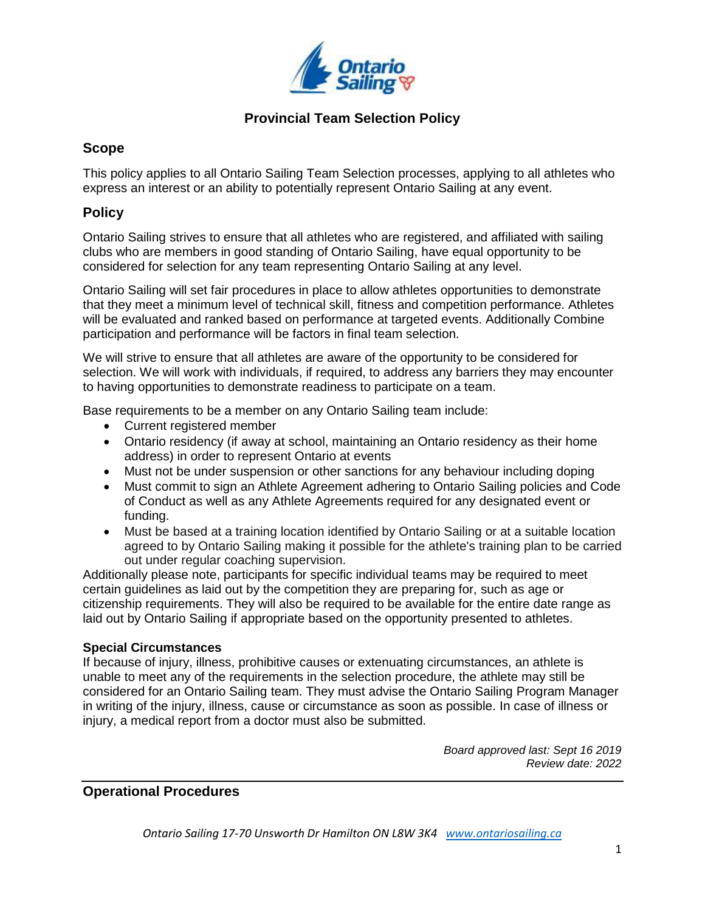# Provincial Team Selection Policy

## Scope

This policy applies to all Ontario Sailing Team Selection processes, applying to all athletes who express an interest or an ability to potentially represent Ontario Sailing at any event.

## Policy

Ontario Sailing strives to ensure that all athletes who are registered, and affiliated with sailing clubs who are members in good standing of Ontario Sailing, have equal opportunity to be considered for selection for any team representing Ontario Sailing at any level.

Ontario Sailing will set fair procedures in place to allow athletes opportunities to demonstrate that they meet a minimum level of technical skill, fitness and competition performance. Athletes will be evaluated and ranked based on performance at targeted events. Additionally Combine participation and performance will be factors in final team selection.

We will strive to ensure that all athletes are aware of the opportunity to be considered for selection. We will work with individuals, if required, to address any barriers they may encounter to having opportunities to demonstrate readiness to participate on a team.

Base requirements to be a member on any Ontario Sailing team include:

- Current registered member
- Ontario residency (if away at school, maintaining an Ontario residency as their home address) in order to represent Ontario at events
- Must not be under suspension or other sanctions for any behaviour including doping
- Must commit to sign an Athlete Agreement adhering to Ontario Sailing policies and Code of Conduct as well as any Athlete Agreements required for any designated event or funding.
- Must be based at a training location identified by Ontario Sailing or at a suitable location agreed to by Ontario Sailing making it possible for the athlete's training plan to be carried out under regular coaching supervision.

Additionally please note, participants for specific individual teams may be required to meet certain guidelines as laid out by the competition they are preparing for, such as age or citizenship requirements. They will also be required to be available for the entire date range as laid out by Ontario Sailing if appropriate based on the opportunity presented to athletes.

**Special Circumstances**
If because of injury, illness, prohibitive causes or extenuating circumstances, an athlete is unable to meet any of the requirements in the selection procedure, the athlete may still be considered for an Ontario Sailing team. They must advise the Ontario Sailing Program Manager in writing of the injury, illness, cause or circumstance as soon as possible. In case of illness or injury, a medical report from a doctor must also be submitted.

*Board approved last: Sept 16 2019*
*Review date: 2022*

---

## Operational Procedures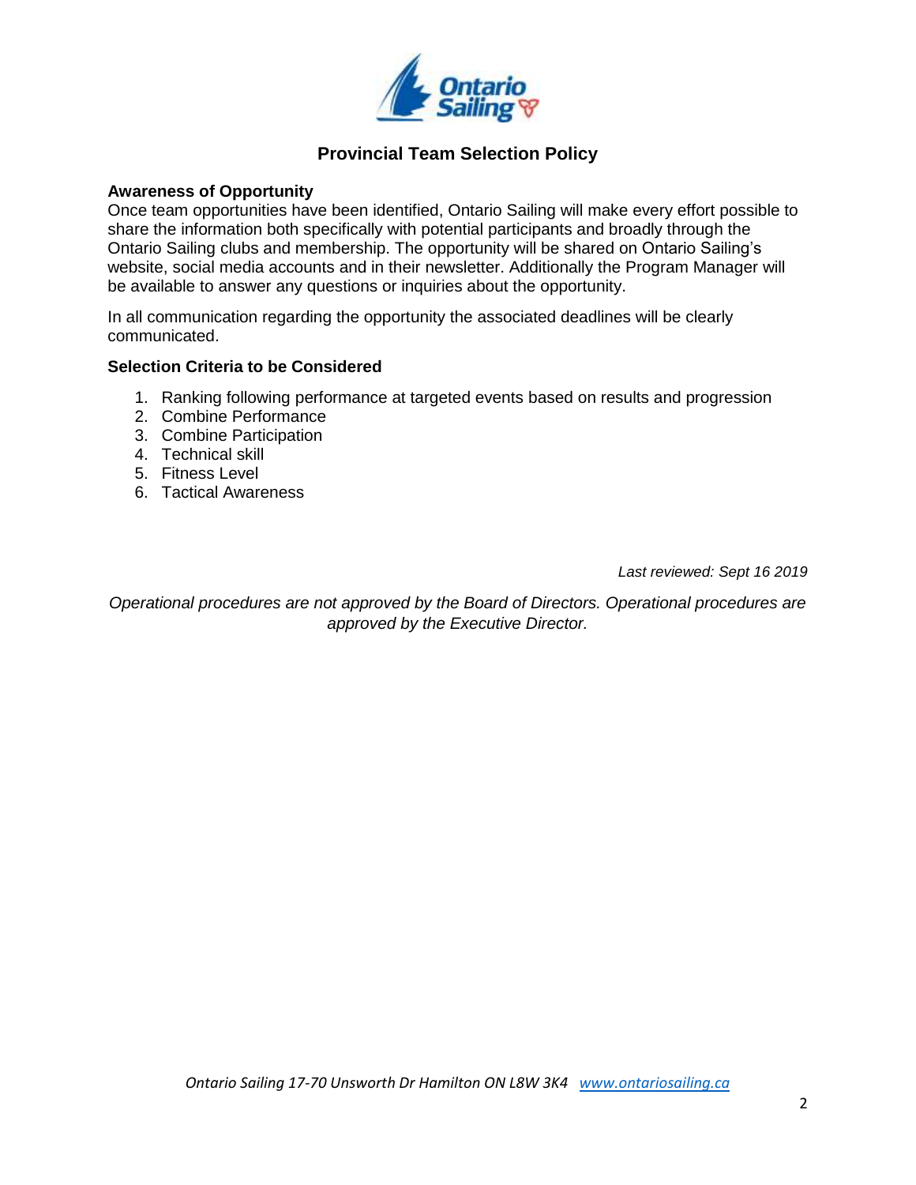## Provincial Team Selection Policy

**Awareness of Opportunity**

Once team opportunities have been identified, Ontario Sailing will make every effort possible to share the information both specifically with potential participants and broadly through the Ontario Sailing clubs and membership. The opportunity will be shared on Ontario Sailing's website, social media accounts and in their newsletter. Additionally the Program Manager will be available to answer any questions or inquiries about the opportunity.

In all communication regarding the opportunity the associated deadlines will be clearly communicated.

**Selection Criteria to be Considered**

1. Ranking following performance at targeted events based on results and progression
2. Combine Performance
3. Combine Participation
4. Technical skill
5. Fitness Level
6. Tactical Awareness

*Last reviewed: Sept 16 2019*

*Operational procedures are not approved by the Board of Directors. Operational procedures are approved by the Executive Director.*

*Ontario Sailing 17-70 Unsworth Dr Hamilton ON L8W 3K4* [www.ontariosailing.ca](http://www.ontariosailing.ca)